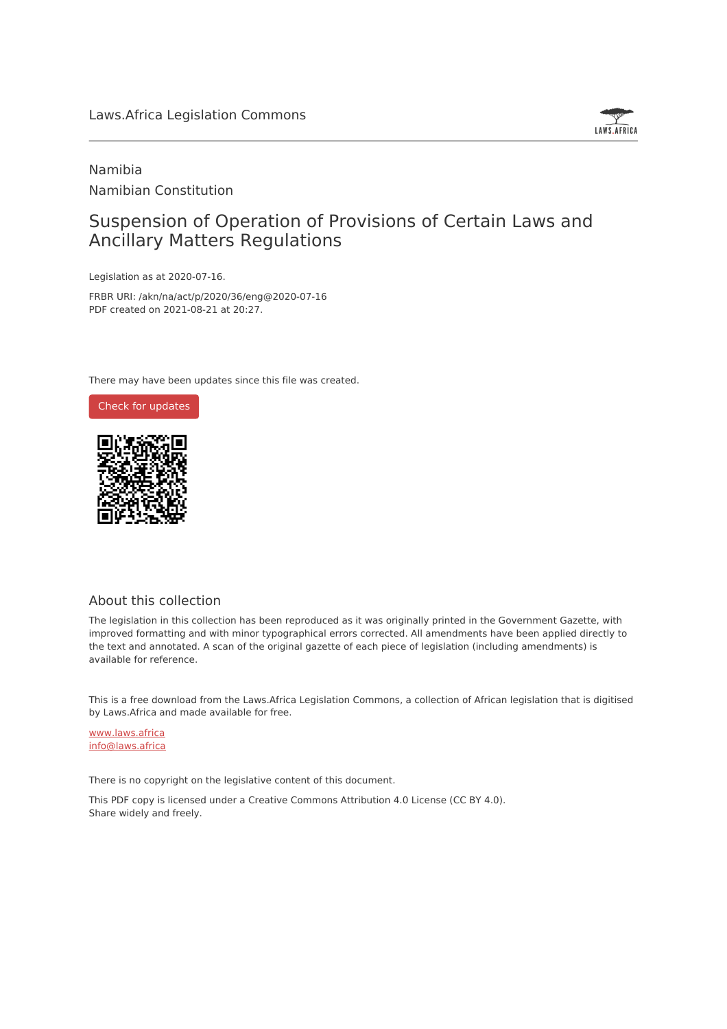Laws.Africa Legislation Commons

Namibia

Namibian Constitution

# Suspension of Operation of Provisions of Certain Laws and Ancillary Matters Regulations

Legislation as at 2020-07-16.

FRBR URI: /akn/na/act/p/2020/36/eng@2020-07-16

PDF created on 2021-08-21 at 20:27.

There may have been updates since this file was created.

Check for updates

## About this collection

The legislation in this collection has been reproduced as it was originally printed in the Government Gazette, with improved formatting and with minor typographical errors corrected. All amendments have been applied directly to the text and annotated. A scan of the original gazette of each piece of legislation (including amendments) is available for reference.

This is a free download from the Laws.Africa Legislation Commons, a collection of African legislation that is digitised by Laws.Africa and made available for free.

www.laws.africa

info@laws.africa

There is no copyright on the legislative content of this document.

This PDF copy is licensed under a Creative Commons Attribution 4.0 License (CC BY 4.0). Share widely and freely.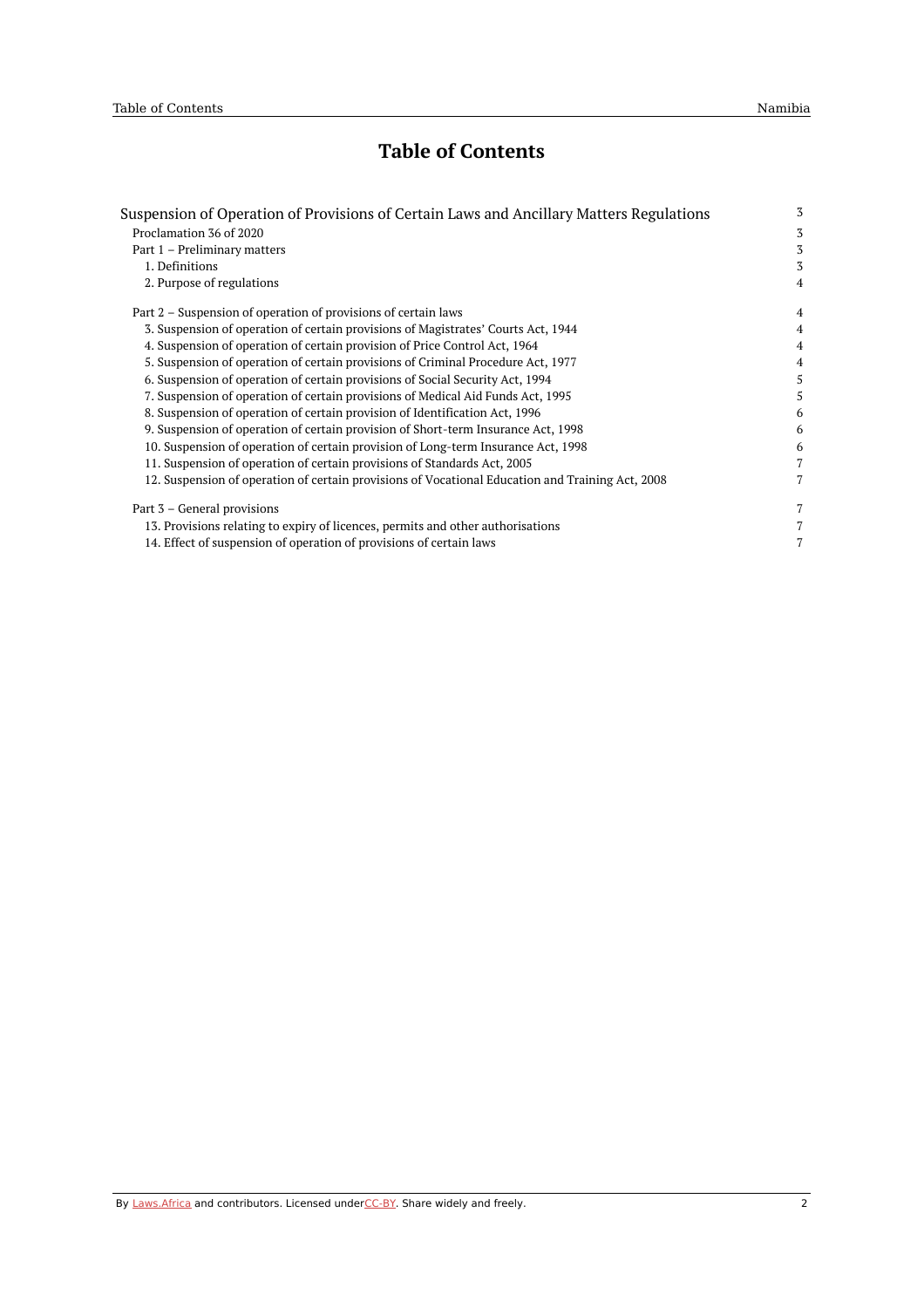# Table of Contents

| | |
|---|---|
| Suspension of Operation of Provisions of Certain Laws and Ancillary Matters Regulations | 3 |
| Proclamation 36 of 2020 | 3 |
| Part 1 – Preliminary matters | 3 |
| 1. Definitions | 3 |
| 2. Purpose of regulations | 4 |
| Part 2 – Suspension of operation of provisions of certain laws | 4 |
| 3. Suspension of operation of certain provisions of Magistrates' Courts Act, 1944 | 4 |
| 4. Suspension of operation of certain provision of Price Control Act, 1964 | 4 |
| 5. Suspension of operation of certain provisions of Criminal Procedure Act, 1977 | 4 |
| 6. Suspension of operation of certain provisions of Social Security Act, 1994 | 5 |
| 7. Suspension of operation of certain provisions of Medical Aid Funds Act, 1995 | 5 |
| 8. Suspension of operation of certain provision of Identification Act, 1996 | 6 |
| 9. Suspension of operation of certain provision of Short-term Insurance Act, 1998 | 6 |
| 10. Suspension of operation of certain provision of Long-term Insurance Act, 1998 | 6 |
| 11. Suspension of operation of certain provisions of Standards Act, 2005 | 7 |
| 12. Suspension of operation of certain provisions of Vocational Education and Training Act, 2008 | 7 |
| Part 3 – General provisions | 7 |
| 13. Provisions relating to expiry of licences, permits and other authorisations | 7 |
| 14. Effect of suspension of operation of provisions of certain laws | 7 |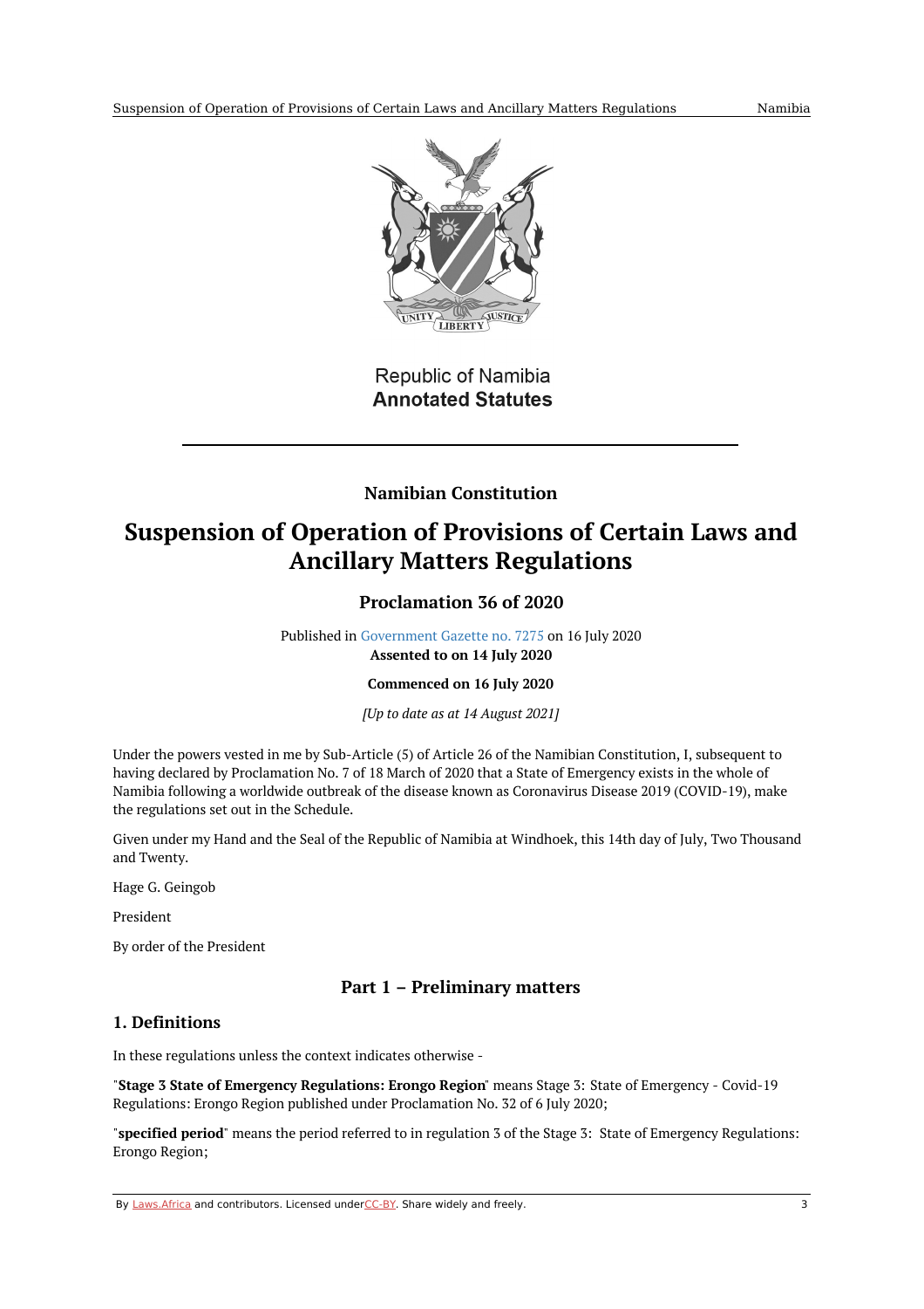Republic of Namibia
**Annotated Statutes**

---

**Namibian Constitution**

# Suspension of Operation of Provisions of Certain Laws and Ancillary Matters Regulations

## Proclamation 36 of 2020

Published in Government Gazette no. 7275 on 16 July 2020
**Assented to on 14 July 2020**

**Commenced on 16 July 2020**

*[Up to date as at 14 August 2021]*

Under the powers vested in me by Sub-Article (5) of Article 26 of the Namibian Constitution, I, subsequent to having declared by Proclamation No. 7 of 18 March of 2020 that a State of Emergency exists in the whole of Namibia following a worldwide outbreak of the disease known as Coronavirus Disease 2019 (COVID-19), make the regulations set out in the Schedule.

Given under my Hand and the Seal of the Republic of Namibia at Windhoek, this 14th day of July, Two Thousand and Twenty.

Hage G. Geingob

President

By order of the President

## Part 1 – Preliminary matters

### 1. Definitions

In these regulations unless the context indicates otherwise -

"**Stage 3 State of Emergency Regulations: Erongo Region**" means Stage 3: State of Emergency - Covid-19 Regulations: Erongo Region published under Proclamation No. 32 of 6 July 2020;

"**specified period**" means the period referred to in regulation 3 of the Stage 3: State of Emergency Regulations: Erongo Region;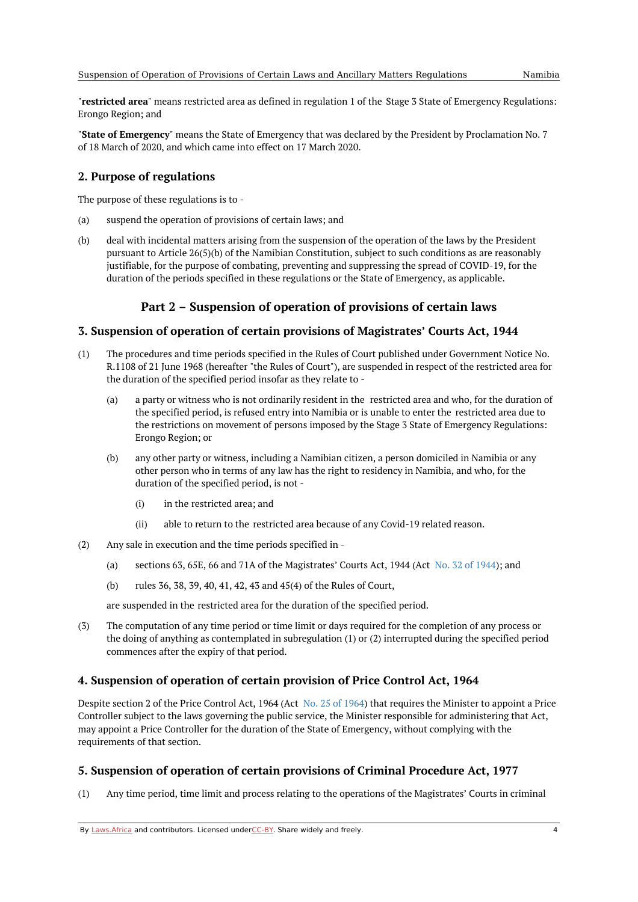"**restricted area**" means restricted area as defined in regulation 1 of the Stage 3 State of Emergency Regulations: Erongo Region; and

"**State of Emergency**" means the State of Emergency that was declared by the President by Proclamation No. 7 of 18 March of 2020, and which came into effect on 17 March 2020.

## 2. Purpose of regulations

The purpose of these regulations is to -

(a) suspend the operation of provisions of certain laws; and

(b) deal with incidental matters arising from the suspension of the operation of the laws by the President pursuant to Article 26(5)(b) of the Namibian Constitution, subject to such conditions as are reasonably justifiable, for the purpose of combating, preventing and suppressing the spread of COVID-19, for the duration of the periods specified in these regulations or the State of Emergency, as applicable.

# Part 2 – Suspension of operation of provisions of certain laws

## 3. Suspension of operation of certain provisions of Magistrates' Courts Act, 1944

(1) The procedures and time periods specified in the Rules of Court published under Government Notice No. R.1108 of 21 June 1968 (hereafter "the Rules of Court"), are suspended in respect of the restricted area for the duration of the specified period insofar as they relate to -

  (a) a party or witness who is not ordinarily resident in the restricted area and who, for the duration of the specified period, is refused entry into Namibia or is unable to enter the restricted area due to the restrictions on movement of persons imposed by the Stage 3 State of Emergency Regulations: Erongo Region; or

  (b) any other party or witness, including a Namibian citizen, a person domiciled in Namibia or any other person who in terms of any law has the right to residency in Namibia, and who, for the duration of the specified period, is not -

    (i) in the restricted area; and

    (ii) able to return to the restricted area because of any Covid-19 related reason.

(2) Any sale in execution and the time periods specified in -

  (a) sections 63, 65E, 66 and 71A of the Magistrates' Courts Act, 1944 (Act No. 32 of 1944); and

  (b) rules 36, 38, 39, 40, 41, 42, 43 and 45(4) of the Rules of Court,

  are suspended in the restricted area for the duration of the specified period.

(3) The computation of any time period or time limit or days required for the completion of any process or the doing of anything as contemplated in subregulation (1) or (2) interrupted during the specified period commences after the expiry of that period.

## 4. Suspension of operation of certain provision of Price Control Act, 1964

Despite section 2 of the Price Control Act, 1964 (Act No. 25 of 1964) that requires the Minister to appoint a Price Controller subject to the laws governing the public service, the Minister responsible for administering that Act, may appoint a Price Controller for the duration of the State of Emergency, without complying with the requirements of that section.

## 5. Suspension of operation of certain provisions of Criminal Procedure Act, 1977

(1) Any time period, time limit and process relating to the operations of the Magistrates' Courts in criminal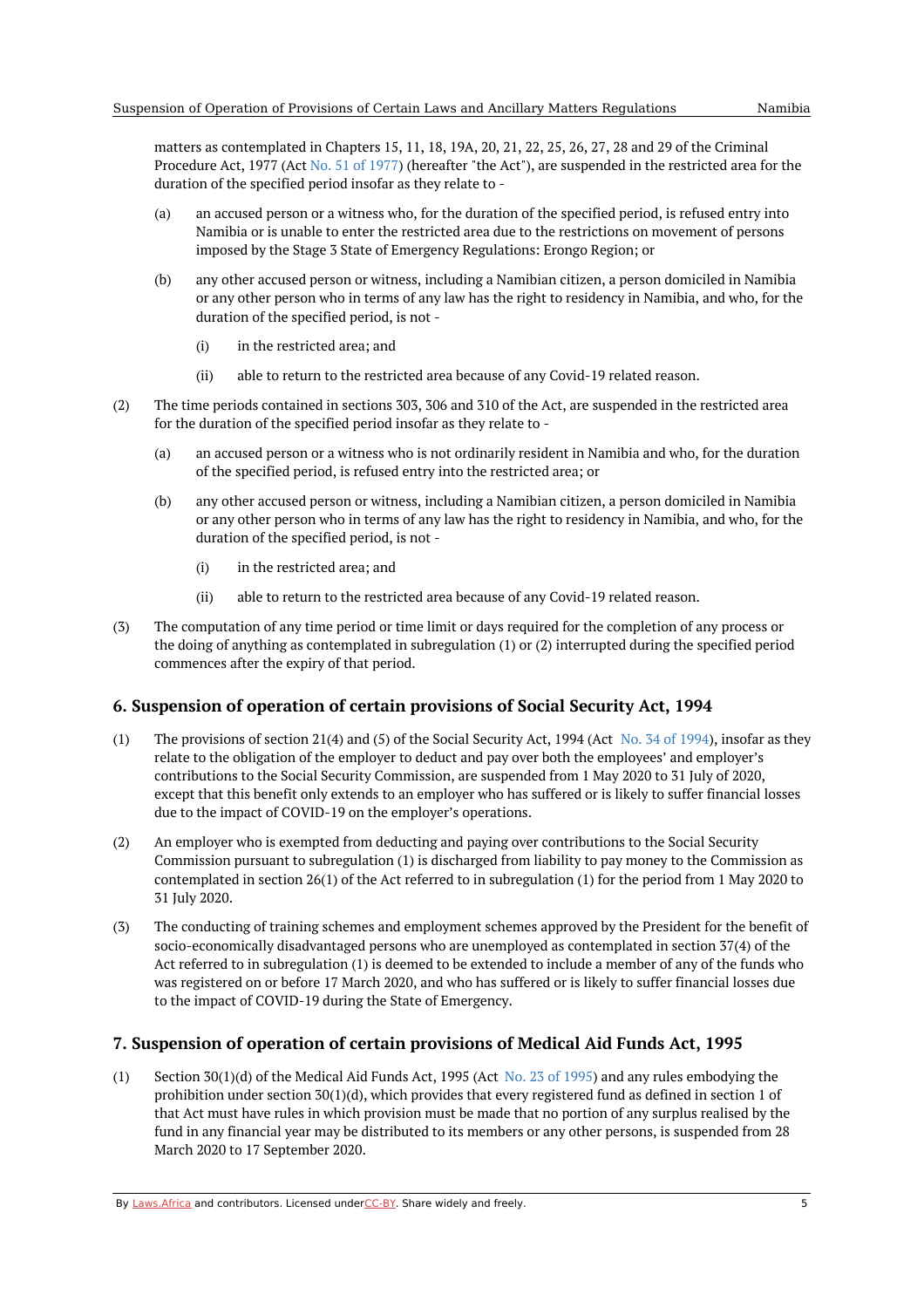matters as contemplated in Chapters 15, 11, 18, 19A, 20, 21, 22, 25, 26, 27, 28 and 29 of the Criminal Procedure Act, 1977 (Act No. 51 of 1977) (hereafter "the Act"), are suspended in the restricted area for the duration of the specified period insofar as they relate to -

(a) an accused person or a witness who, for the duration of the specified period, is refused entry into Namibia or is unable to enter the restricted area due to the restrictions on movement of persons imposed by the Stage 3 State of Emergency Regulations: Erongo Region; or

(b) any other accused person or witness, including a Namibian citizen, a person domiciled in Namibia or any other person who in terms of any law has the right to residency in Namibia, and who, for the duration of the specified period, is not -

(i) in the restricted area; and

(ii) able to return to the restricted area because of any Covid-19 related reason.

(2) The time periods contained in sections 303, 306 and 310 of the Act, are suspended in the restricted area for the duration of the specified period insofar as they relate to -

(a) an accused person or a witness who is not ordinarily resident in Namibia and who, for the duration of the specified period, is refused entry into the restricted area; or

(b) any other accused person or witness, including a Namibian citizen, a person domiciled in Namibia or any other person who in terms of any law has the right to residency in Namibia, and who, for the duration of the specified period, is not -

(i) in the restricted area; and

(ii) able to return to the restricted area because of any Covid-19 related reason.

(3) The computation of any time period or time limit or days required for the completion of any process or the doing of anything as contemplated in subregulation (1) or (2) interrupted during the specified period commences after the expiry of that period.

## 6. Suspension of operation of certain provisions of Social Security Act, 1994

(1) The provisions of section 21(4) and (5) of the Social Security Act, 1994 (Act No. 34 of 1994), insofar as they relate to the obligation of the employer to deduct and pay over both the employees' and employer's contributions to the Social Security Commission, are suspended from 1 May 2020 to 31 July of 2020, except that this benefit only extends to an employer who has suffered or is likely to suffer financial losses due to the impact of COVID-19 on the employer's operations.

(2) An employer who is exempted from deducting and paying over contributions to the Social Security Commission pursuant to subregulation (1) is discharged from liability to pay money to the Commission as contemplated in section 26(1) of the Act referred to in subregulation (1) for the period from 1 May 2020 to 31 July 2020.

(3) The conducting of training schemes and employment schemes approved by the President for the benefit of socio-economically disadvantaged persons who are unemployed as contemplated in section 37(4) of the Act referred to in subregulation (1) is deemed to be extended to include a member of any of the funds who was registered on or before 17 March 2020, and who has suffered or is likely to suffer financial losses due to the impact of COVID-19 during the State of Emergency.

## 7. Suspension of operation of certain provisions of Medical Aid Funds Act, 1995

(1) Section 30(1)(d) of the Medical Aid Funds Act, 1995 (Act No. 23 of 1995) and any rules embodying the prohibition under section 30(1)(d), which provides that every registered fund as defined in section 1 of that Act must have rules in which provision must be made that no portion of any surplus realised by the fund in any financial year may be distributed to its members or any other persons, is suspended from 28 March 2020 to 17 September 2020.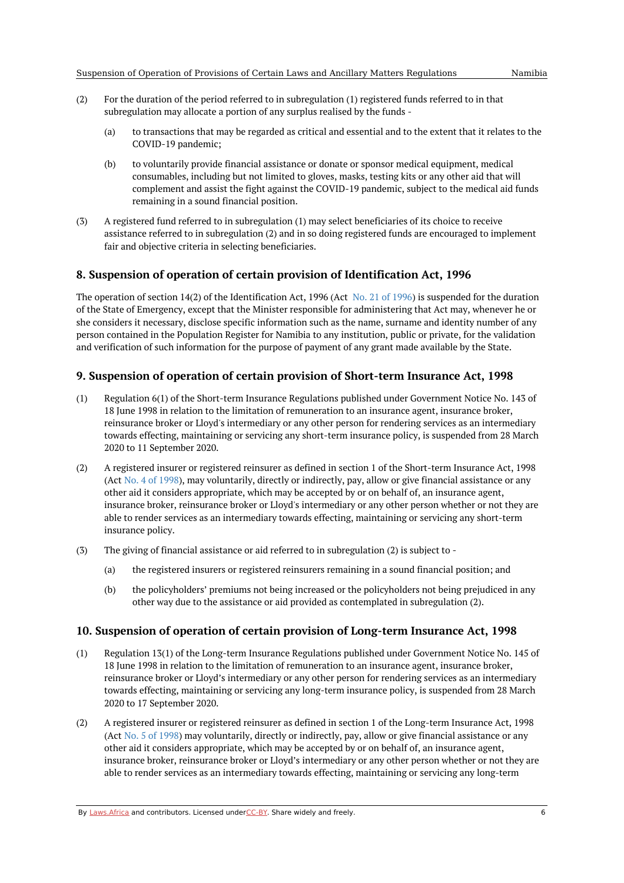(2) For the duration of the period referred to in subregulation (1) registered funds referred to in that subregulation may allocate a portion of any surplus realised by the funds -

(a) to transactions that may be regarded as critical and essential and to the extent that it relates to the COVID-19 pandemic;

(b) to voluntarily provide financial assistance or donate or sponsor medical equipment, medical consumables, including but not limited to gloves, masks, testing kits or any other aid that will complement and assist the fight against the COVID-19 pandemic, subject to the medical aid funds remaining in a sound financial position.

(3) A registered fund referred to in subregulation (1) may select beneficiaries of its choice to receive assistance referred to in subregulation (2) and in so doing registered funds are encouraged to implement fair and objective criteria in selecting beneficiaries.

## 8. Suspension of operation of certain provision of Identification Act, 1996

The operation of section 14(2) of the Identification Act, 1996 (Act No. 21 of 1996) is suspended for the duration of the State of Emergency, except that the Minister responsible for administering that Act may, whenever he or she considers it necessary, disclose specific information such as the name, surname and identity number of any person contained in the Population Register for Namibia to any institution, public or private, for the validation and verification of such information for the purpose of payment of any grant made available by the State.

## 9. Suspension of operation of certain provision of Short-term Insurance Act, 1998

(1) Regulation 6(1) of the Short-term Insurance Regulations published under Government Notice No. 143 of 18 June 1998 in relation to the limitation of remuneration to an insurance agent, insurance broker, reinsurance broker or Lloyd's intermediary or any other person for rendering services as an intermediary towards effecting, maintaining or servicing any short-term insurance policy, is suspended from 28 March 2020 to 11 September 2020.

(2) A registered insurer or registered reinsurer as defined in section 1 of the Short-term Insurance Act, 1998 (Act No. 4 of 1998), may voluntarily, directly or indirectly, pay, allow or give financial assistance or any other aid it considers appropriate, which may be accepted by or on behalf of, an insurance agent, insurance broker, reinsurance broker or Lloyd's intermediary or any other person whether or not they are able to render services as an intermediary towards effecting, maintaining or servicing any short-term insurance policy.

(3) The giving of financial assistance or aid referred to in subregulation (2) is subject to -

(a) the registered insurers or registered reinsurers remaining in a sound financial position; and

(b) the policyholders' premiums not being increased or the policyholders not being prejudiced in any other way due to the assistance or aid provided as contemplated in subregulation (2).

## 10. Suspension of operation of certain provision of Long-term Insurance Act, 1998

(1) Regulation 13(1) of the Long-term Insurance Regulations published under Government Notice No. 145 of 18 June 1998 in relation to the limitation of remuneration to an insurance agent, insurance broker, reinsurance broker or Lloyd's intermediary or any other person for rendering services as an intermediary towards effecting, maintaining or servicing any long-term insurance policy, is suspended from 28 March 2020 to 17 September 2020.

(2) A registered insurer or registered reinsurer as defined in section 1 of the Long-term Insurance Act, 1998 (Act No. 5 of 1998) may voluntarily, directly or indirectly, pay, allow or give financial assistance or any other aid it considers appropriate, which may be accepted by or on behalf of, an insurance agent, insurance broker, reinsurance broker or Lloyd's intermediary or any other person whether or not they are able to render services as an intermediary towards effecting, maintaining or servicing any long-term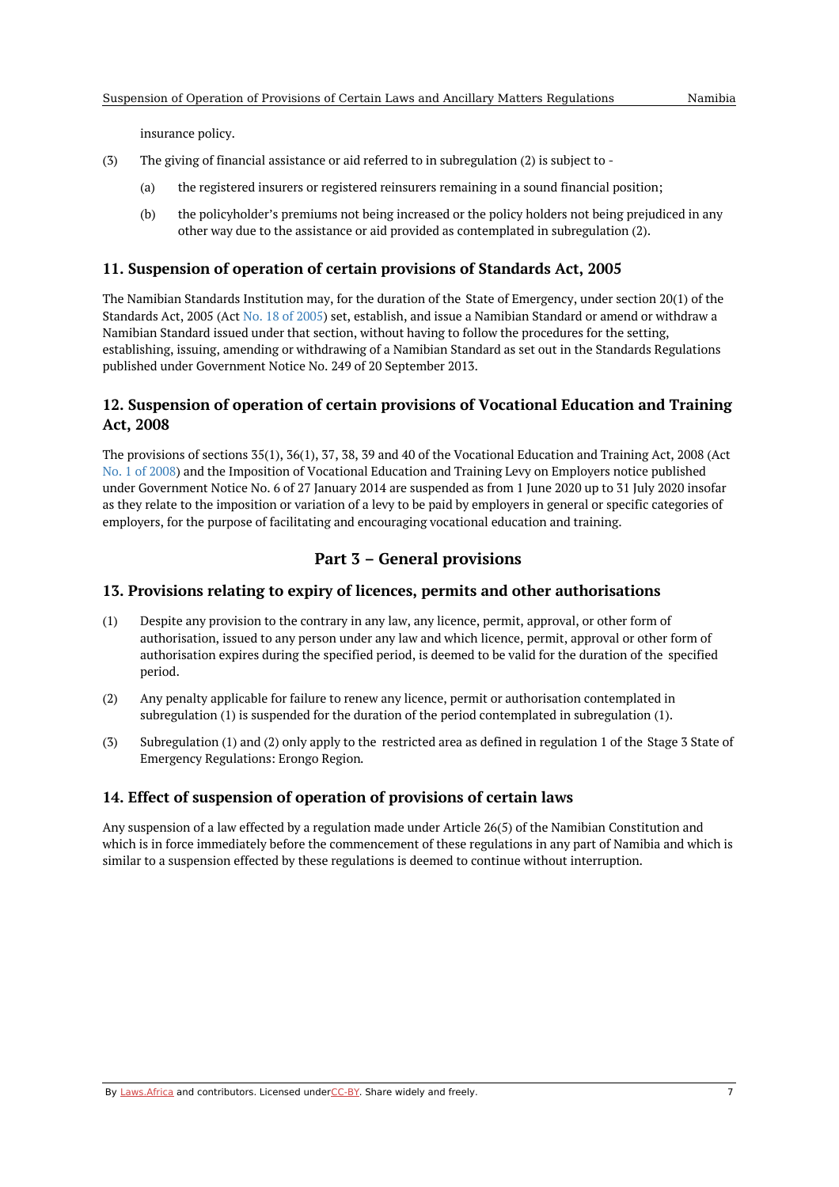insurance policy.

(3) The giving of financial assistance or aid referred to in subregulation (2) is subject to -

(a) the registered insurers or registered reinsurers remaining in a sound financial position;

(b) the policyholder's premiums not being increased or the policy holders not being prejudiced in any other way due to the assistance or aid provided as contemplated in subregulation (2).

## 11. Suspension of operation of certain provisions of Standards Act, 2005

The Namibian Standards Institution may, for the duration of the State of Emergency, under section 20(1) of the Standards Act, 2005 (Act No. 18 of 2005) set, establish, and issue a Namibian Standard or amend or withdraw a Namibian Standard issued under that section, without having to follow the procedures for the setting, establishing, issuing, amending or withdrawing of a Namibian Standard as set out in the Standards Regulations published under Government Notice No. 249 of 20 September 2013.

## 12. Suspension of operation of certain provisions of Vocational Education and Training Act, 2008

The provisions of sections 35(1), 36(1), 37, 38, 39 and 40 of the Vocational Education and Training Act, 2008 (Act No. 1 of 2008) and the Imposition of Vocational Education and Training Levy on Employers notice published under Government Notice No. 6 of 27 January 2014 are suspended as from 1 June 2020 up to 31 July 2020 insofar as they relate to the imposition or variation of a levy to be paid by employers in general or specific categories of employers, for the purpose of facilitating and encouraging vocational education and training.

# Part 3 – General provisions

## 13. Provisions relating to expiry of licences, permits and other authorisations

(1) Despite any provision to the contrary in any law, any licence, permit, approval, or other form of authorisation, issued to any person under any law and which licence, permit, approval or other form of authorisation expires during the specified period, is deemed to be valid for the duration of the specified period.

(2) Any penalty applicable for failure to renew any licence, permit or authorisation contemplated in subregulation (1) is suspended for the duration of the period contemplated in subregulation (1).

(3) Subregulation (1) and (2) only apply to the restricted area as defined in regulation 1 of the Stage 3 State of Emergency Regulations: Erongo Region.

## 14. Effect of suspension of operation of provisions of certain laws

Any suspension of a law effected by a regulation made under Article 26(5) of the Namibian Constitution and which is in force immediately before the commencement of these regulations in any part of Namibia and which is similar to a suspension effected by these regulations is deemed to continue without interruption.